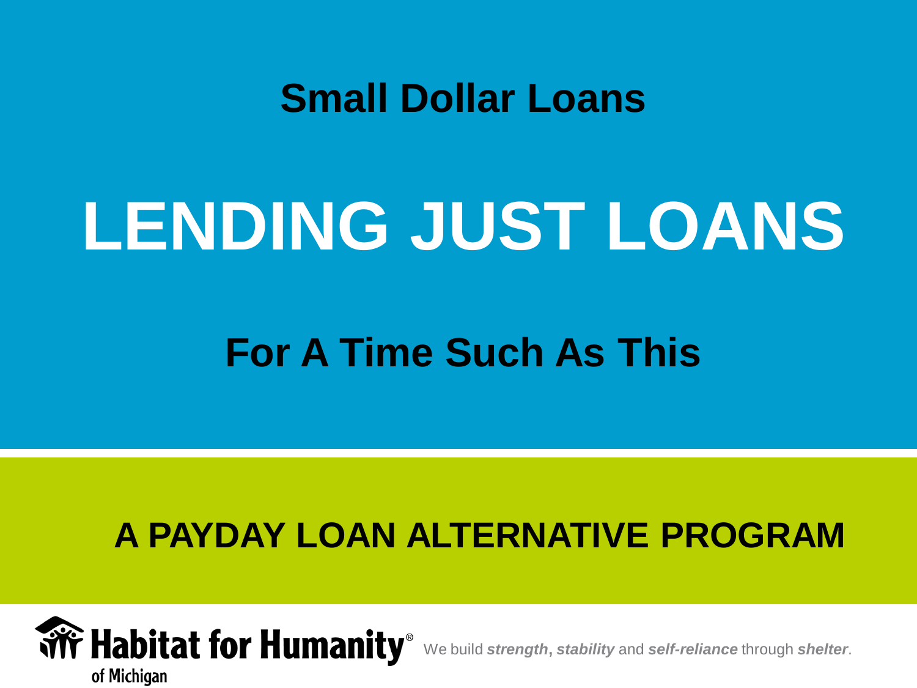## Small Dollar Loans

# LENDING JUST LOANS

## For A Time Such As This

## A PAYDAY LOAN ALTERNATIVE PROGRAM

Habitat for Humanity® of Michigan

We build ***strength***, ***stability*** and ***self-reliance*** through ***shelter***.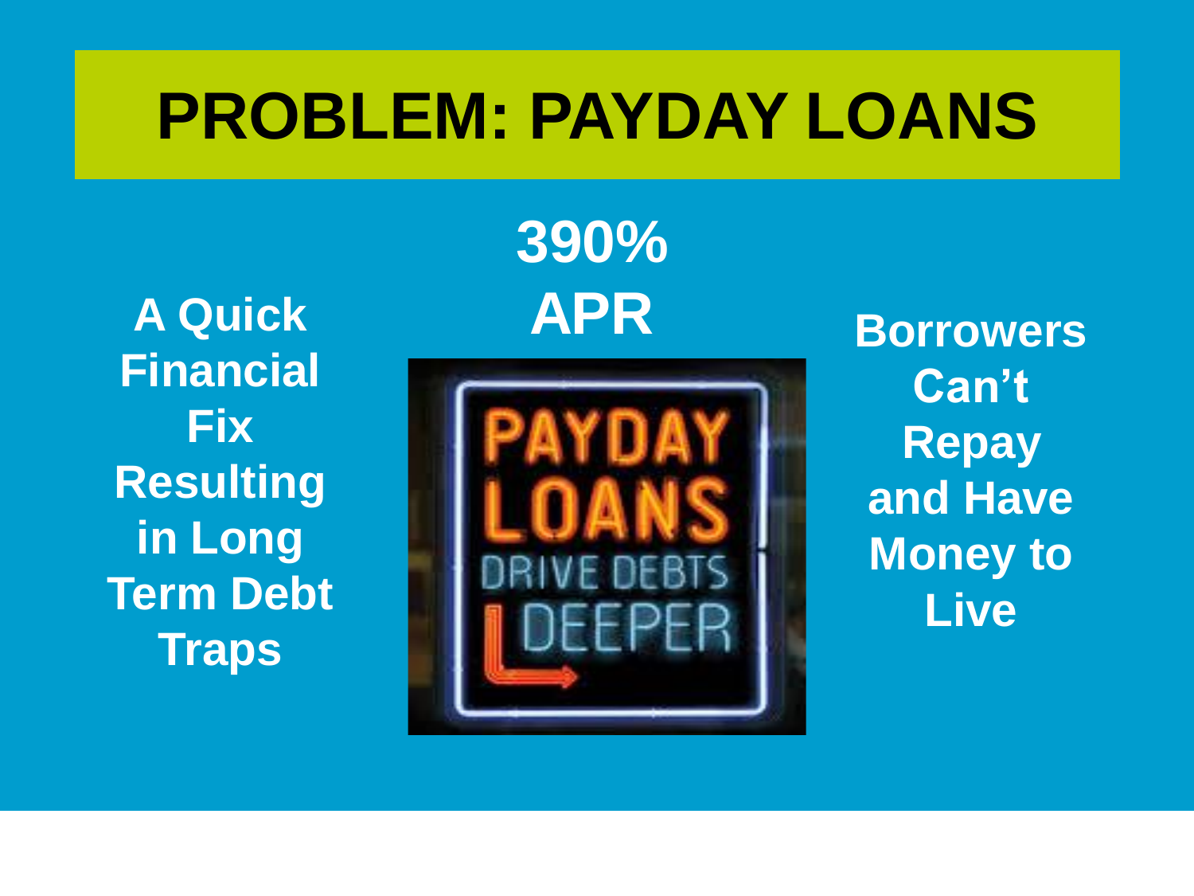# PROBLEM: PAYDAY LOANS

**A Quick Financial Fix Resulting in Long Term Debt Traps**

**390% APR**

**Borrowers Can't Repay and Have Money to Live**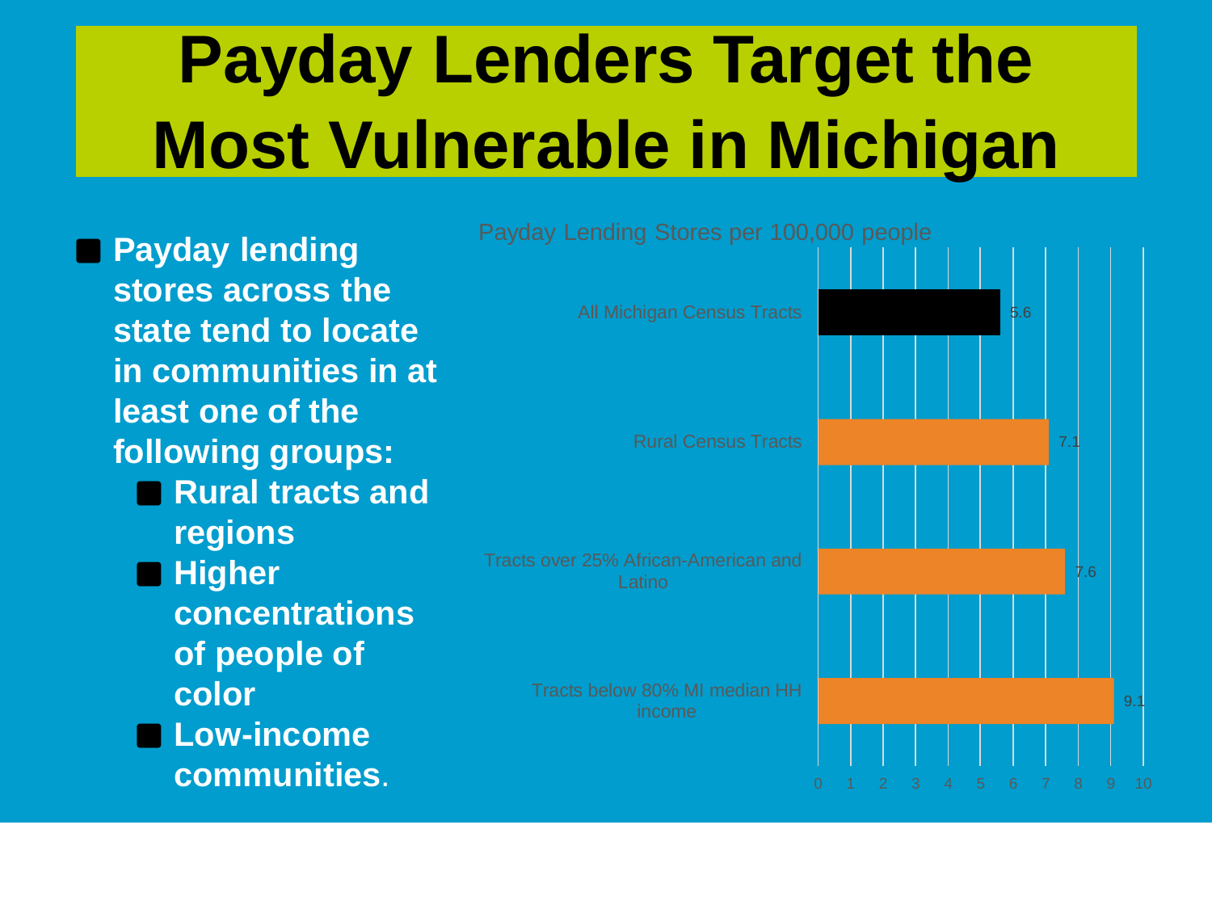# Payday Lenders Target the Most Vulnerable in Michigan

- **Payday lending stores across the state tend to locate in communities in at least one of the following groups:**
  - **Rural tracts and regions**
  - **Higher concentrations of people of color**
  - **Low-income communities.**

Payday Lending Stores per 100,000 people

| Category | Stores per 100,000 people |
|---|---|
| All Michigan Census Tracts | 5.6 |
| Rural Census Tracts | 7.1 |
| Tracts over 25% African-American and Latino | 7.6 |
| Tracts below 80% MI median HH income | 9.1 |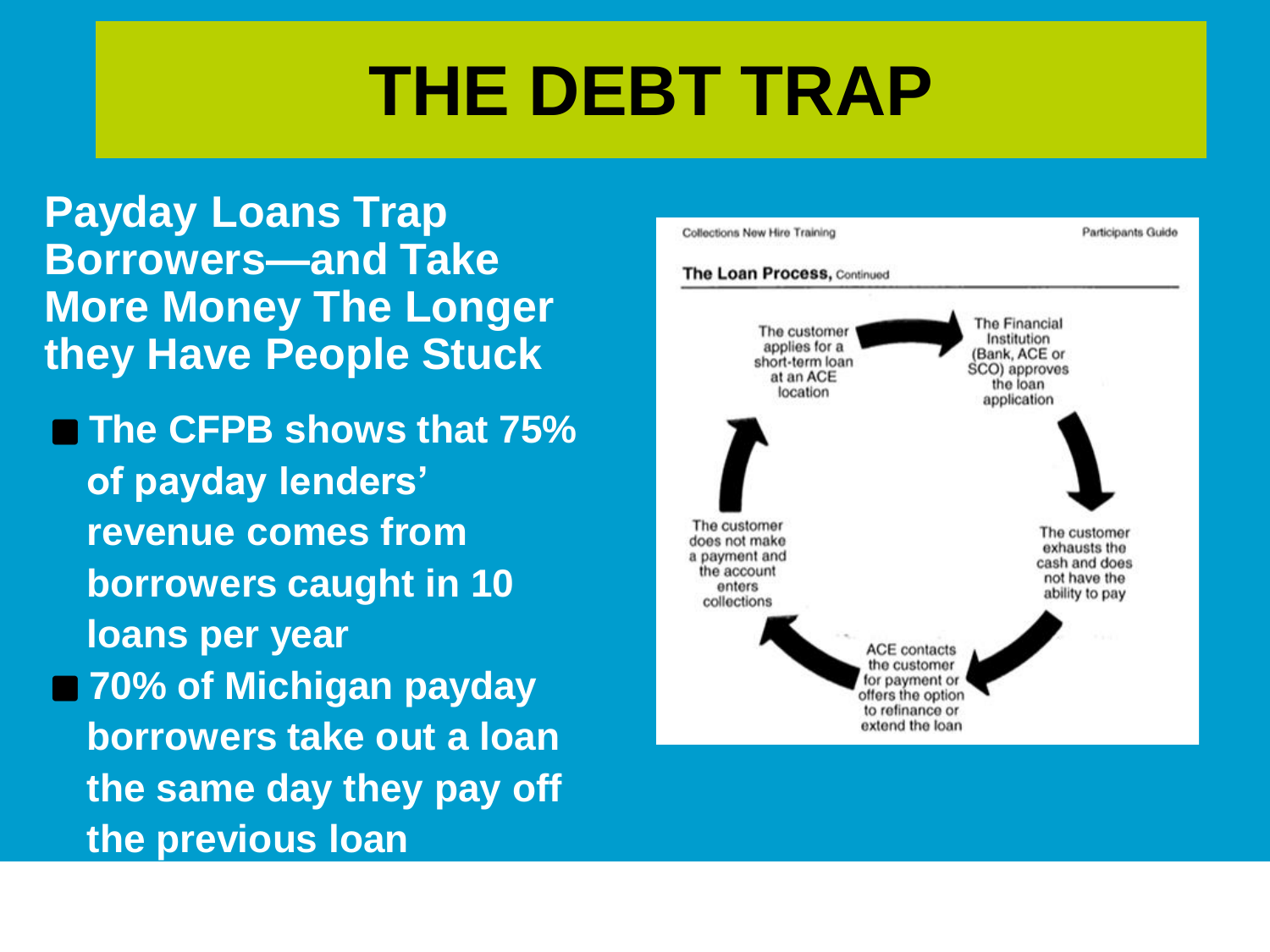# THE DEBT TRAP

**Payday Loans Trap Borrowers—and Take More Money The Longer they Have People Stuck**

- **The CFPB shows that 75% of payday lenders' revenue comes from borrowers caught in 10 loans per year**
- **70% of Michigan payday borrowers take out a loan the same day they pay off the previous loan**

Collections New Hire Training — Participants Guide

**The Loan Process,** Continued

1. The customer applies for a short-term loan at an ACE location
2. The Financial Institution (Bank, ACE or SCO) approves the loan application
3. The customer exhausts the cash and does not have the ability to pay
4. ACE contacts the customer for payment or offers the option to refinance or extend the loan
5. The customer does not make a payment and the account enters collections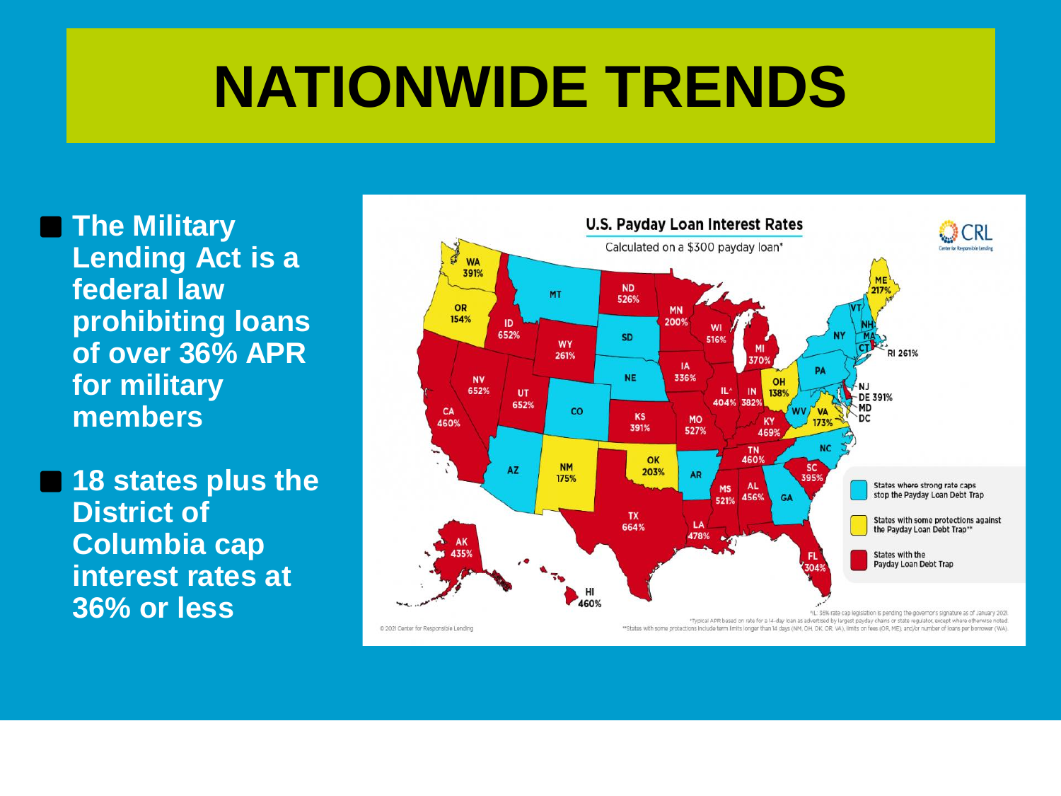# NATIONWIDE TRENDS

- **The Military Lending Act is a federal law prohibiting loans of over 36% APR for military members**
- **18 states plus the District of Columbia cap interest rates at 36% or less**

**U.S. Payday Loan Interest Rates**

Calculated on a $300 payday loan*

CRL Center for Responsible Lending

WA 391%, OR 154%, ID 652%, MT, ND 526%, MN 200%, WI 516%, MI 370%, SD, WY 261%, NV 652%, UT 652%, CA 460%, CO, NE, IA 336%, IL^ 404%, IN 382%, OH 138%, PA, NY, VT, NH, ME 217%, MA, RI 261%, CT, NJ, DE 391%, MD, DC, WV, VA 173%, KS 391%, MO 527%, KY 469%, TN 460%, NC, AZ, NM 175%, OK 203%, AR, SC 395%, MS 521%, AL 456%, GA, TX 664%, LA 478%, FL 304%, AK 435%, HI 460%

States where strong rate caps stop the Payday Loan Debt Trap

States with some protections against the Payday Loan Debt Trap**

States with the Payday Loan Debt Trap

^IL: 36% rate cap legislation is pending the governor's signature as of January 2021.

*Typical APR based on rate for a 14-day loan as advertised by largest payday chains or state regulator, except where otherwise noted.

**States with some protections include term limits longer than 14 days (NM, OH, OK, OR, VA), limits on fees (OR, ME), and/or number of loans per borrower (WA).

© 2021 Center for Responsible Lending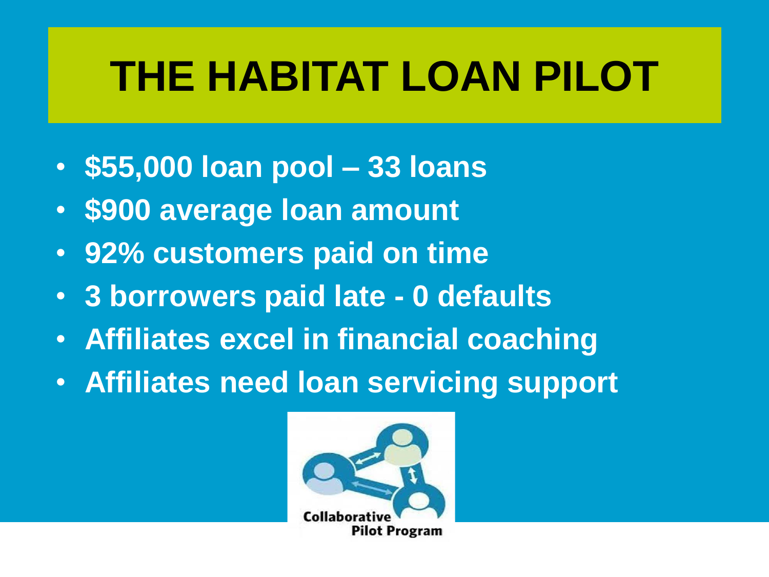# THE HABITAT LOAN PILOT

- $55,000 loan pool – 33 loans
- $900 average loan amount
- 92% customers paid on time
- 3 borrowers paid late - 0 defaults
- Affiliates excel in financial coaching
- Affiliates need loan servicing support

Collaborative Pilot Program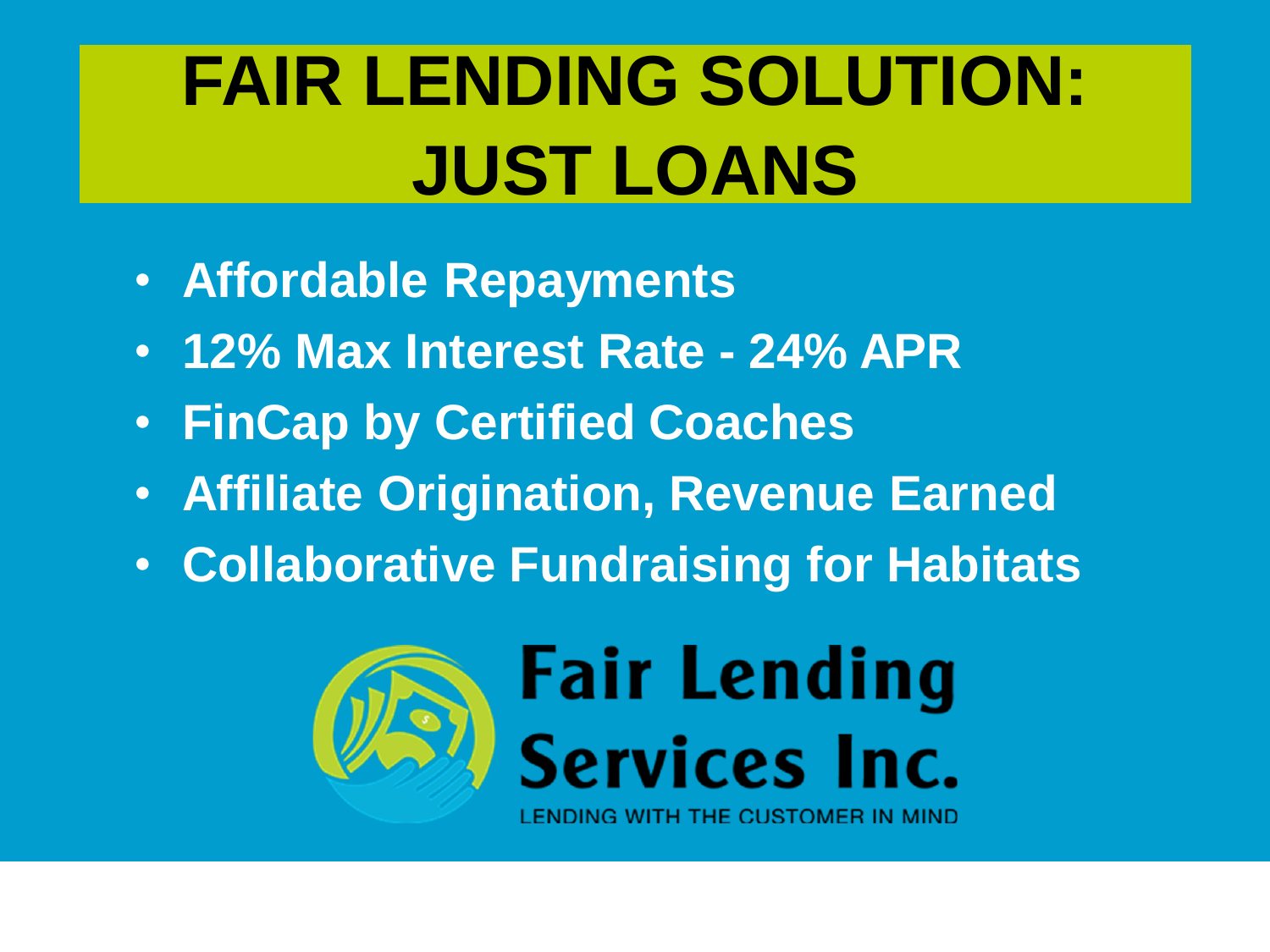# FAIR LENDING SOLUTION: JUST LOANS

- **Affordable Repayments**
- **12% Max Interest Rate - 24% APR**
- **FinCap by Certified Coaches**
- **Affiliate Origination, Revenue Earned**
- **Collaborative Fundraising for Habitats**

**Fair Lending Services Inc.**

LENDING WITH THE CUSTOMER IN MIND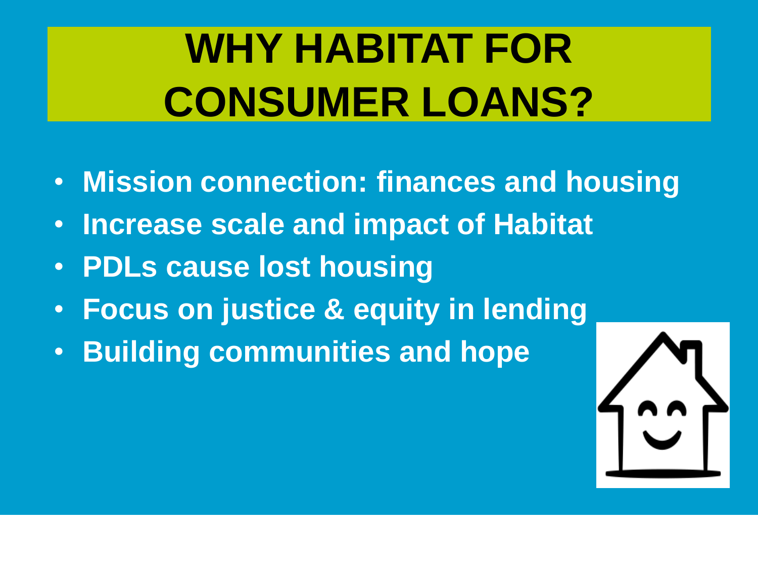# WHY HABITAT FOR CONSUMER LOANS?

- **Mission connection: finances and housing**
- **Increase scale and impact of Habitat**
- **PDLs cause lost housing**
- **Focus on justice & equity in lending**
- **Building communities and hope**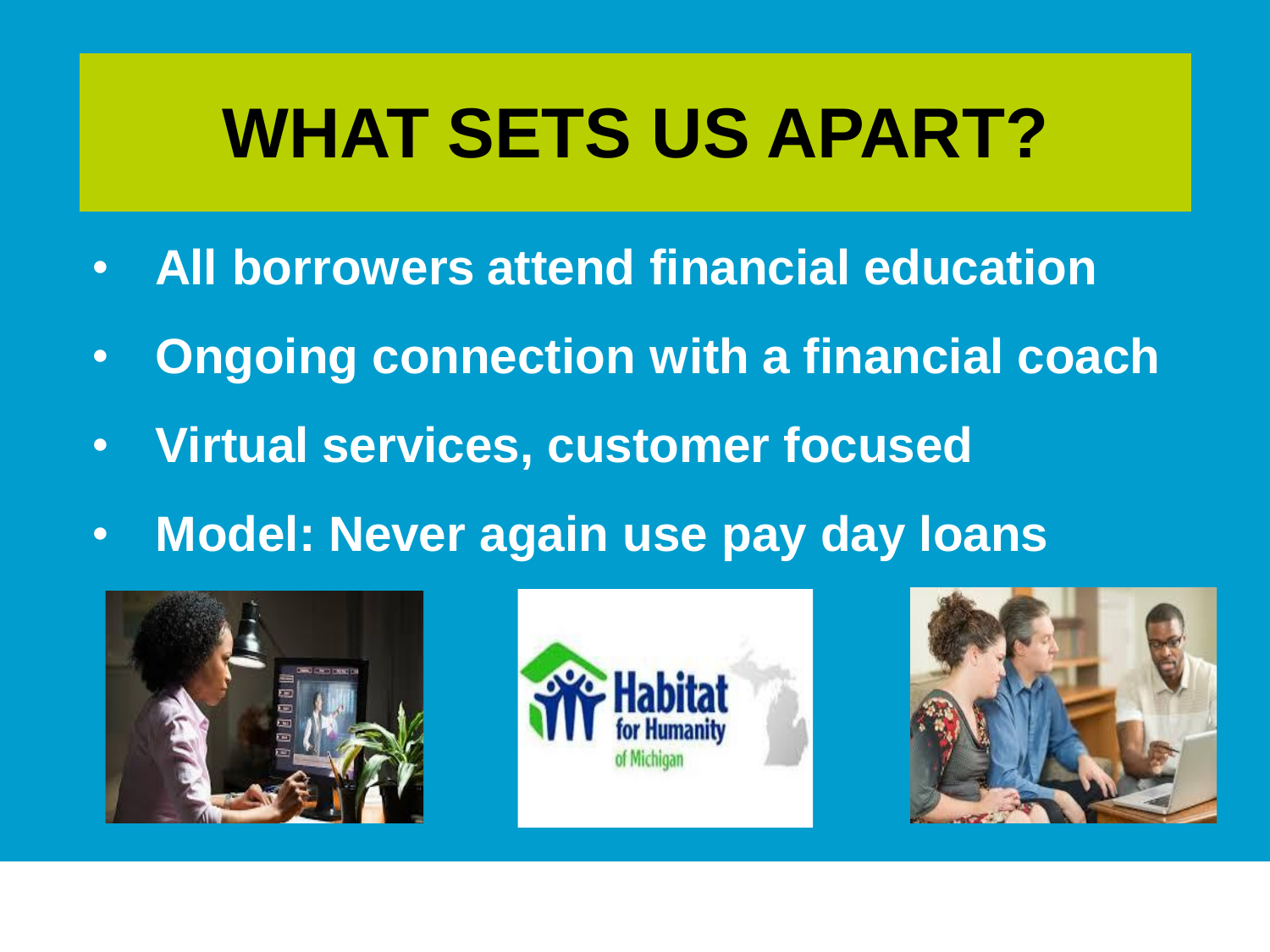# WHAT SETS US APART?

- **All borrowers attend financial education**
- **Ongoing connection with a financial coach**
- **Virtual services, customer focused**
- **Model: Never again use pay day loans**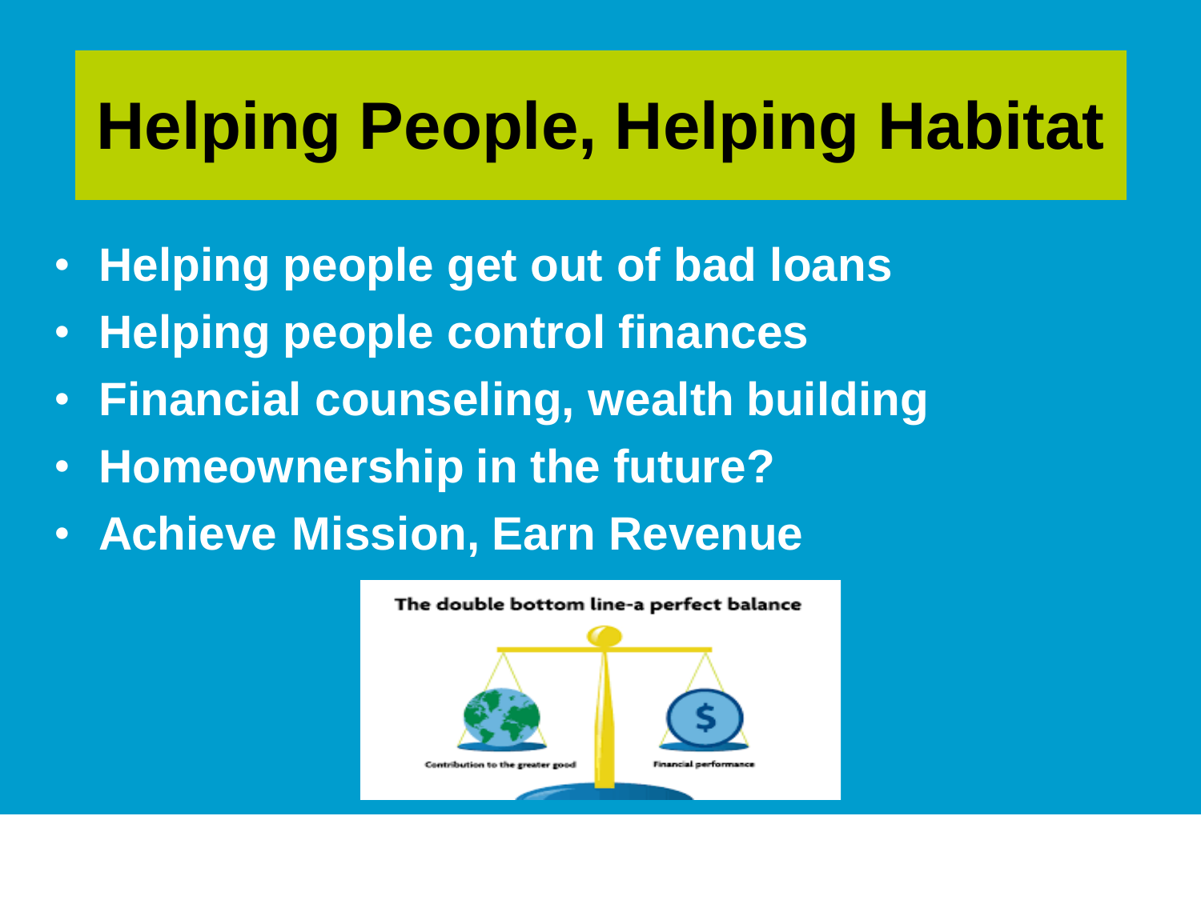# Helping People, Helping Habitat

- Helping people get out of bad loans
- Helping people control finances
- Financial counseling, wealth building
- Homeownership in the future?
- Achieve Mission, Earn Revenue

The double bottom line-a perfect balance

Contribution to the greater good

Financial performance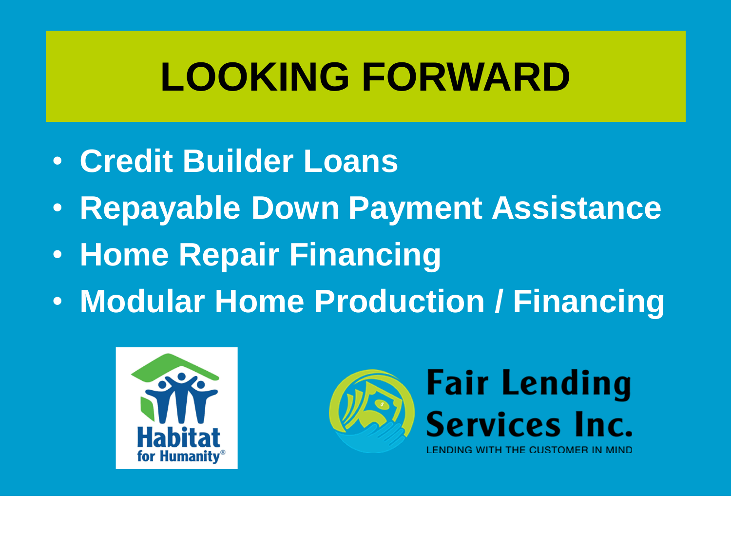# LOOKING FORWARD

- Credit Builder Loans
- Repayable Down Payment Assistance
- Home Repair Financing
- Modular Home Production / Financing

Habitat for Humanity®

Fair Lending Services Inc.
LENDING WITH THE CUSTOMER IN MIND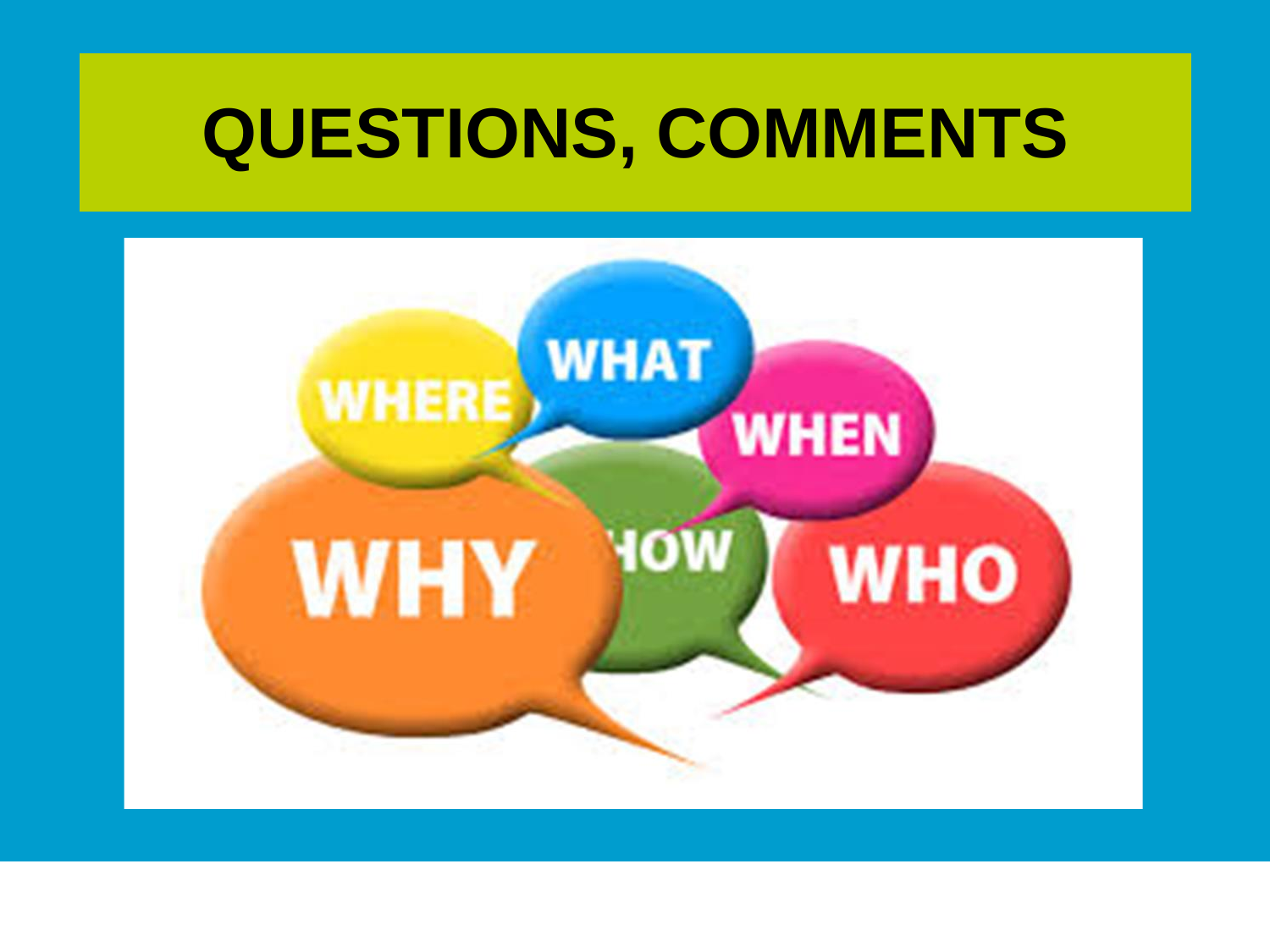# QUESTIONS, COMMENTS

WHERE WHAT WHEN WHY HOW WHO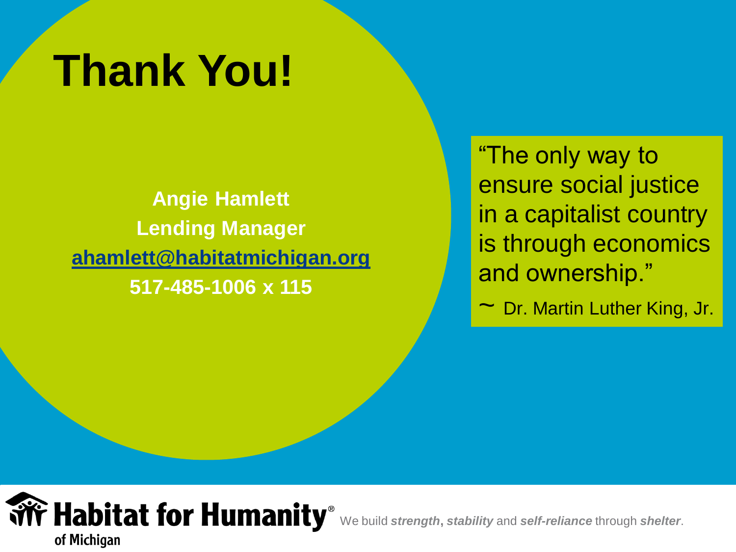# Thank You!

**Angie Hamlett**
**Lending Manager**
**ahamlett@habitatmichigan.org**
**517-485-1006 x 115**

"The only way to ensure social justice in a capitalist country is through economics and ownership."

~ Dr. Martin Luther King, Jr.

Habitat for Humanity® of Michigan

We build ***strength***, ***stability*** and ***self-reliance*** through ***shelter***.